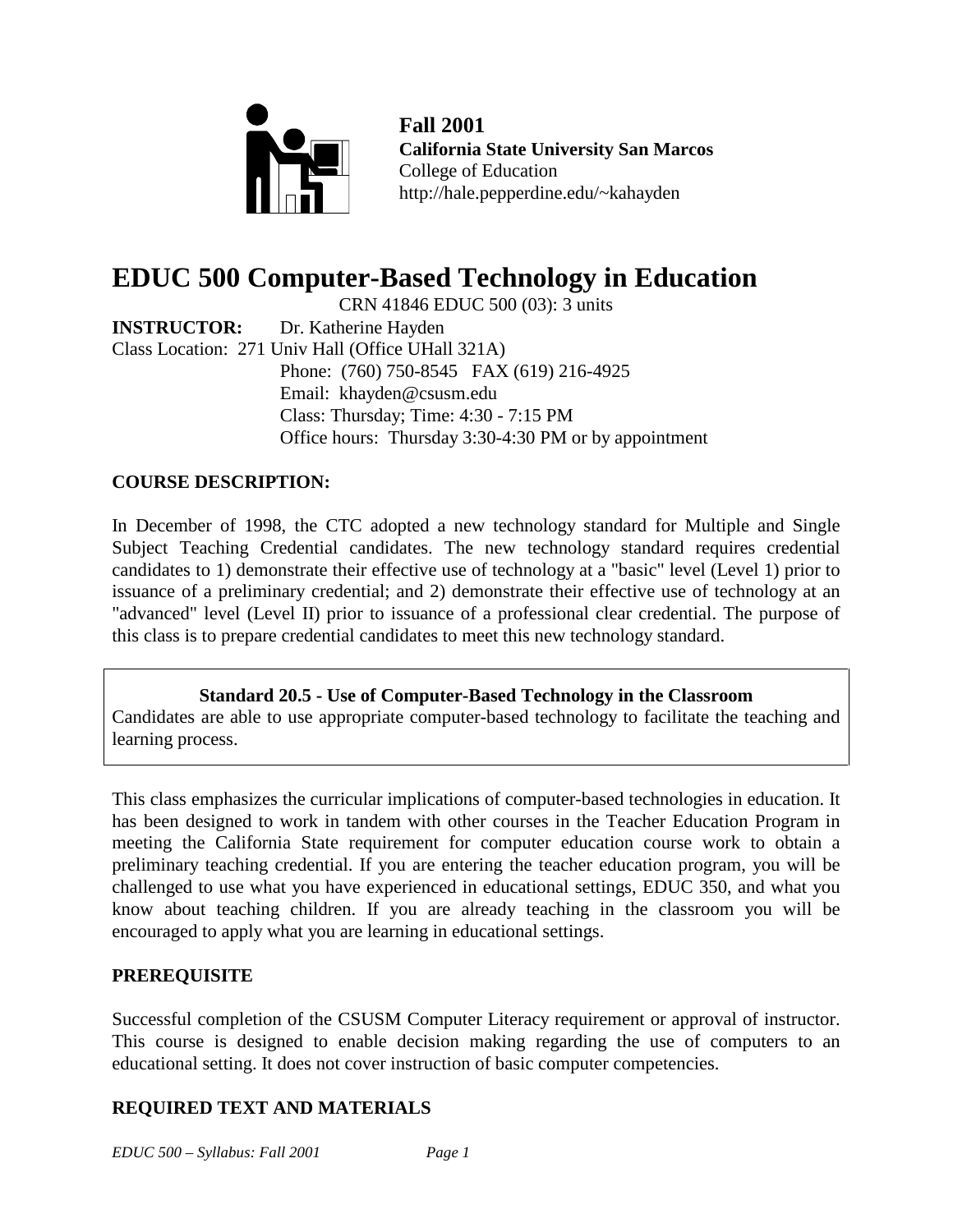**Fall 2001**
**California State University San Marcos**
College of Education
http://hale.pepperdine.edu/~kahayden

# EDUC 500 Computer-Based Technology in Education

CRN 41846 EDUC 500 (03): 3 units

**INSTRUCTOR:** Dr. Katherine Hayden
Class Location: 271 Univ Hall (Office UHall 321A)
Phone: (760) 750-8545 FAX (619) 216-4925
Email: khayden@csusm.edu
Class: Thursday; Time: 4:30 - 7:15 PM
Office hours: Thursday 3:30-4:30 PM or by appointment

## COURSE DESCRIPTION:

In December of 1998, the CTC adopted a new technology standard for Multiple and Single Subject Teaching Credential candidates. The new technology standard requires credential candidates to 1) demonstrate their effective use of technology at a "basic" level (Level 1) prior to issuance of a preliminary credential; and 2) demonstrate their effective use of technology at an "advanced" level (Level II) prior to issuance of a professional clear credential. The purpose of this class is to prepare credential candidates to meet this new technology standard.

> **Standard 20.5 - Use of Computer-Based Technology in the Classroom**
> Candidates are able to use appropriate computer-based technology to facilitate the teaching and learning process.

This class emphasizes the curricular implications of computer-based technologies in education. It has been designed to work in tandem with other courses in the Teacher Education Program in meeting the California State requirement for computer education course work to obtain a preliminary teaching credential. If you are entering the teacher education program, you will be challenged to use what you have experienced in educational settings, EDUC 350, and what you know about teaching children. If you are already teaching in the classroom you will be encouraged to apply what you are learning in educational settings.

## PREREQUISITE

Successful completion of the CSUSM Computer Literacy requirement or approval of instructor. This course is designed to enable decision making regarding the use of computers to an educational setting. It does not cover instruction of basic computer competencies.

## REQUIRED TEXT AND MATERIALS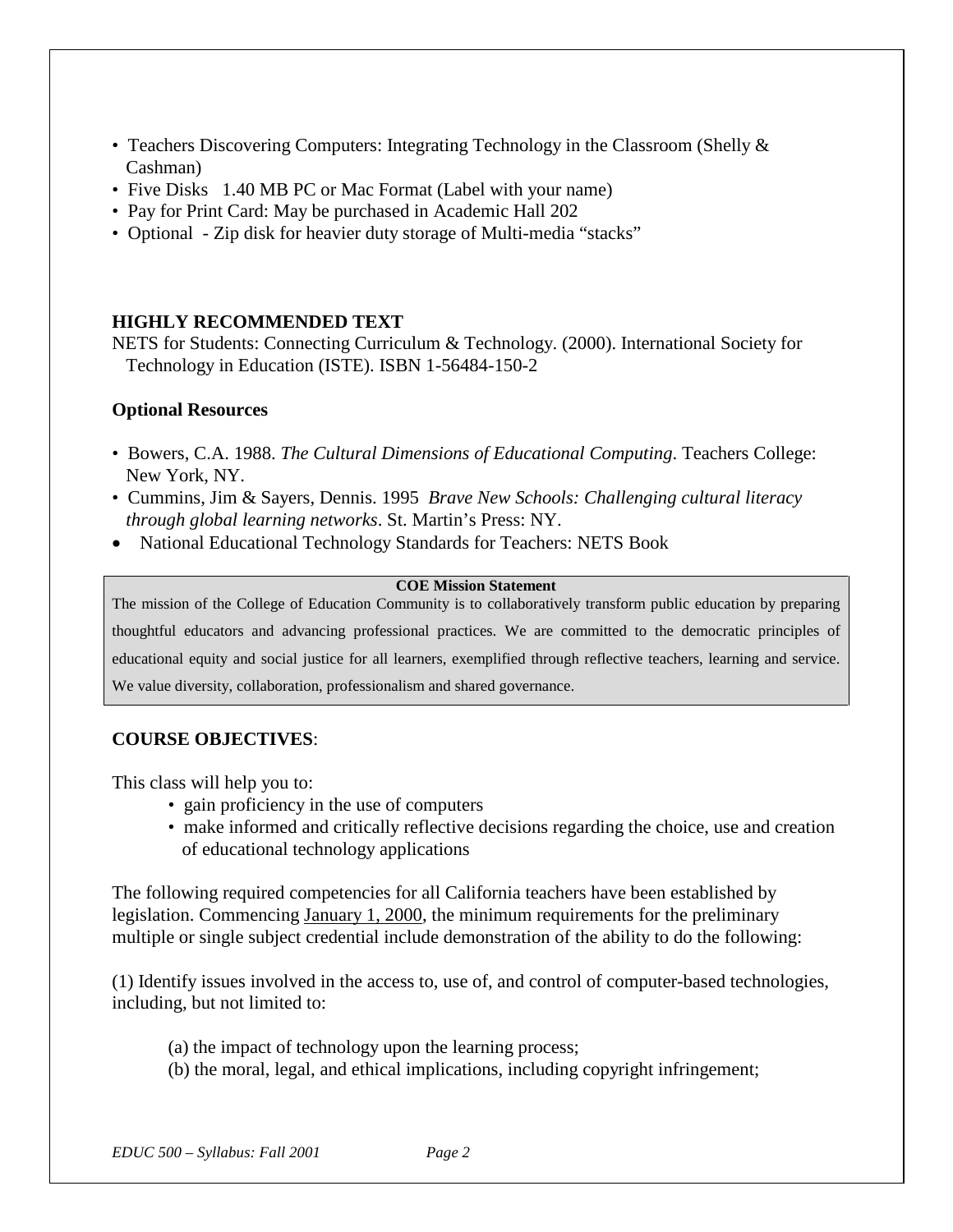- Teachers Discovering Computers: Integrating Technology in the Classroom (Shelly & Cashman)
- Five Disks 1.40 MB PC or Mac Format (Label with your name)
- Pay for Print Card: May be purchased in Academic Hall 202
- Optional - Zip disk for heavier duty storage of Multi-media "stacks"

**HIGHLY RECOMMENDED TEXT**

NETS for Students: Connecting Curriculum & Technology. (2000). International Society for Technology in Education (ISTE). ISBN 1-56484-150-2

**Optional Resources**

- Bowers, C.A. 1988. *The Cultural Dimensions of Educational Computing*. Teachers College: New York, NY.
- Cummins, Jim & Sayers, Dennis. 1995 *Brave New Schools: Challenging cultural literacy through global learning networks*. St. Martin's Press: NY.
- National Educational Technology Standards for Teachers: NETS Book

**COE Mission Statement**

The mission of the College of Education Community is to collaboratively transform public education by preparing thoughtful educators and advancing professional practices. We are committed to the democratic principles of educational equity and social justice for all learners, exemplified through reflective teachers, learning and service. We value diversity, collaboration, professionalism and shared governance.

**COURSE OBJECTIVES**:

This class will help you to:

- gain proficiency in the use of computers
- make informed and critically reflective decisions regarding the choice, use and creation of educational technology applications

The following required competencies for all California teachers have been established by legislation. Commencing January 1, 2000, the minimum requirements for the preliminary multiple or single subject credential include demonstration of the ability to do the following:

(1) Identify issues involved in the access to, use of, and control of computer-based technologies, including, but not limited to:

(a) the impact of technology upon the learning process;
(b) the moral, legal, and ethical implications, including copyright infringement;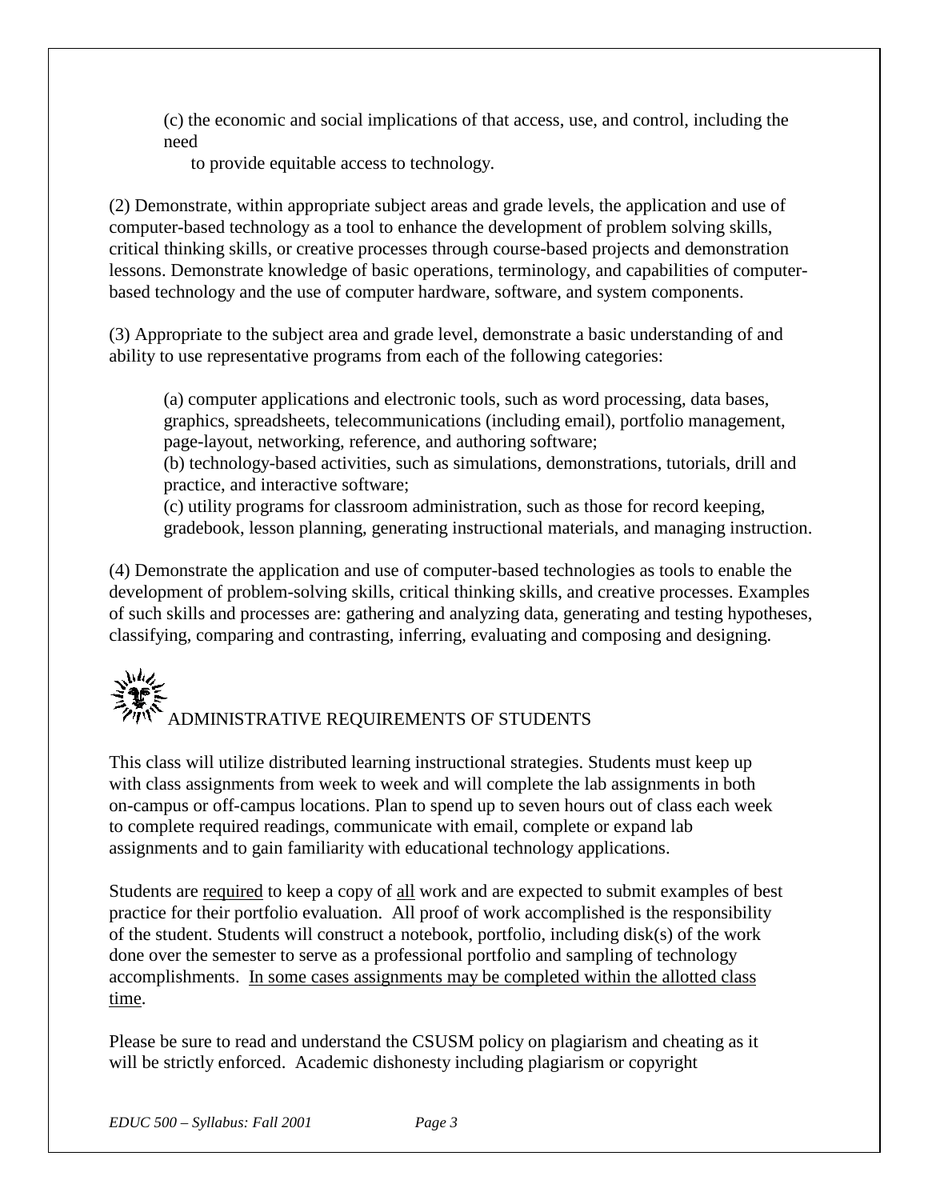(c) the economic and social implications of that access, use, and control, including the need to provide equitable access to technology.

(2) Demonstrate, within appropriate subject areas and grade levels, the application and use of computer-based technology as a tool to enhance the development of problem solving skills, critical thinking skills, or creative processes through course-based projects and demonstration lessons. Demonstrate knowledge of basic operations, terminology, and capabilities of computer-based technology and the use of computer hardware, software, and system components.

(3) Appropriate to the subject area and grade level, demonstrate a basic understanding of and ability to use representative programs from each of the following categories:

(a) computer applications and electronic tools, such as word processing, data bases, graphics, spreadsheets, telecommunications (including email), portfolio management, page-layout, networking, reference, and authoring software;
(b) technology-based activities, such as simulations, demonstrations, tutorials, drill and practice, and interactive software;
(c) utility programs for classroom administration, such as those for record keeping, gradebook, lesson planning, generating instructional materials, and managing instruction.

(4) Demonstrate the application and use of computer-based technologies as tools to enable the development of problem-solving skills, critical thinking skills, and creative processes. Examples of such skills and processes are: gathering and analyzing data, generating and testing hypotheses, classifying, comparing and contrasting, inferring, evaluating and composing and designing.

## ADMINISTRATIVE REQUIREMENTS OF STUDENTS

This class will utilize distributed learning instructional strategies. Students must keep up with class assignments from week to week and will complete the lab assignments in both on-campus or off-campus locations. Plan to spend up to seven hours out of class each week to complete required readings, communicate with email, complete or expand lab assignments and to gain familiarity with educational technology applications.

Students are <u>required</u> to keep a copy of <u>all</u> work and are expected to submit examples of best practice for their portfolio evaluation. All proof of work accomplished is the responsibility of the student. Students will construct a notebook, portfolio, including disk(s) of the work done over the semester to serve as a professional portfolio and sampling of technology accomplishments. <u>In some cases assignments may be completed within the allotted class time</u>.

Please be sure to read and understand the CSUSM policy on plagiarism and cheating as it will be strictly enforced. Academic dishonesty including plagiarism or copyright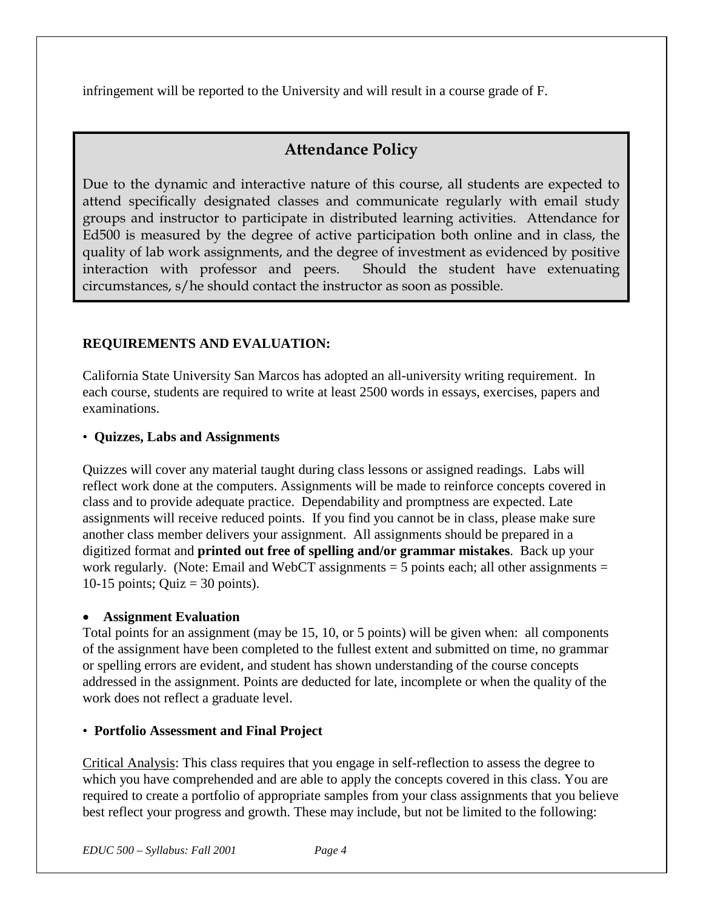infringement will be reported to the University and will result in a course grade of F.

## Attendance Policy

Due to the dynamic and interactive nature of this course, all students are expected to attend specifically designated classes and communicate regularly with email study groups and instructor to participate in distributed learning activities. Attendance for Ed500 is measured by the degree of active participation both online and in class, the quality of lab work assignments, and the degree of investment as evidenced by positive interaction with professor and peers. Should the student have extenuating circumstances, s/he should contact the instructor as soon as possible.

**REQUIREMENTS AND EVALUATION:**

California State University San Marcos has adopted an all-university writing requirement. In each course, students are required to write at least 2500 words in essays, exercises, papers and examinations.

- **Quizzes, Labs and Assignments**

Quizzes will cover any material taught during class lessons or assigned readings. Labs will reflect work done at the computers. Assignments will be made to reinforce concepts covered in class and to provide adequate practice. Dependability and promptness are expected. Late assignments will receive reduced points. If you find you cannot be in class, please make sure another class member delivers your assignment. All assignments should be prepared in a digitized format and **printed out free of spelling and/or grammar mistakes**. Back up your work regularly. (Note: Email and WebCT assignments = 5 points each; all other assignments = 10-15 points; Quiz = 30 points).

- **Assignment Evaluation**

Total points for an assignment (may be 15, 10, or 5 points) will be given when: all components of the assignment have been completed to the fullest extent and submitted on time, no grammar or spelling errors are evident, and student has shown understanding of the course concepts addressed in the assignment. Points are deducted for late, incomplete or when the quality of the work does not reflect a graduate level.

- **Portfolio Assessment and Final Project**

Critical Analysis: This class requires that you engage in self-reflection to assess the degree to which you have comprehended and are able to apply the concepts covered in this class. You are required to create a portfolio of appropriate samples from your class assignments that you believe best reflect your progress and growth. These may include, but not be limited to the following: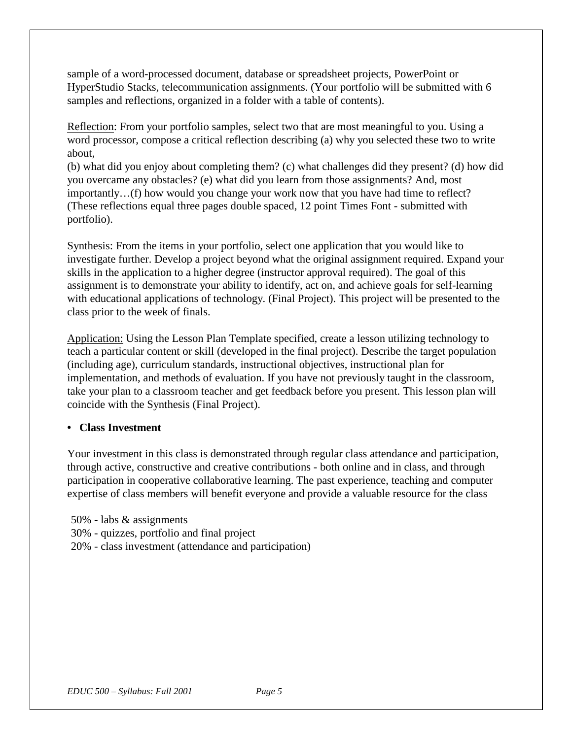sample of a word-processed document, database or spreadsheet projects, PowerPoint or HyperStudio Stacks, telecommunication assignments. (Your portfolio will be submitted with 6 samples and reflections, organized in a folder with a table of contents).

<u>Reflection</u>: From your portfolio samples, select two that are most meaningful to you. Using a word processor, compose a critical reflection describing (a) why you selected these two to write about,
(b) what did you enjoy about completing them? (c) what challenges did they present? (d) how did you overcame any obstacles? (e) what did you learn from those assignments? And, most importantly…(f) how would you change your work now that you have had time to reflect? (These reflections equal three pages double spaced, 12 point Times Font - submitted with portfolio).

<u>Synthesis</u>: From the items in your portfolio, select one application that you would like to investigate further. Develop a project beyond what the original assignment required. Expand your skills in the application to a higher degree (instructor approval required). The goal of this assignment is to demonstrate your ability to identify, act on, and achieve goals for self-learning with educational applications of technology. (Final Project). This project will be presented to the class prior to the week of finals.

<u>Application:</u> Using the Lesson Plan Template specified, create a lesson utilizing technology to teach a particular content or skill (developed in the final project). Describe the target population (including age), curriculum standards, instructional objectives, instructional plan for implementation, and methods of evaluation. If you have not previously taught in the classroom, take your plan to a classroom teacher and get feedback before you present. This lesson plan will coincide with the Synthesis (Final Project).

- **Class Investment**

Your investment in this class is demonstrated through regular class attendance and participation, through active, constructive and creative contributions - both online and in class, and through participation in cooperative collaborative learning. The past experience, teaching and computer expertise of class members will benefit everyone and provide a valuable resource for the class

50% - labs & assignments
30% - quizzes, portfolio and final project
20% - class investment (attendance and participation)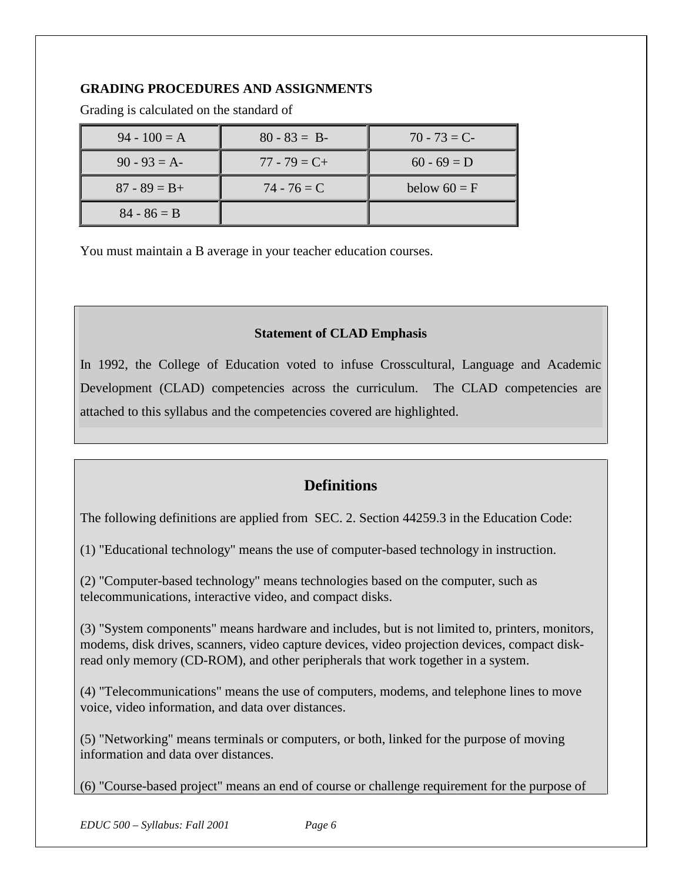## GRADING PROCEDURES AND ASSIGNMENTS

Grading is calculated on the standard of

| | | |
|---|---|---|
| 94 - 100 = A | 80 - 83 = B- | 70 - 73 = C- |
| 90 - 93 = A- | 77 - 79 = C+ | 60 - 69 = D |
| 87 - 89 = B+ | 74 - 76 = C | below 60 = F |
| 84 - 86 = B | | |

You must maintain a B average in your teacher education courses.

**Statement of CLAD Emphasis**

In 1992, the College of Education voted to infuse Crosscultural, Language and Academic Development (CLAD) competencies across the curriculum. The CLAD competencies are attached to this syllabus and the competencies covered are highlighted.

## Definitions

The following definitions are applied from SEC. 2. Section 44259.3 in the Education Code:

(1) "Educational technology" means the use of computer-based technology in instruction.

(2) "Computer-based technology" means technologies based on the computer, such as telecommunications, interactive video, and compact disks.

(3) "System components" means hardware and includes, but is not limited to, printers, monitors, modems, disk drives, scanners, video capture devices, video projection devices, compact disk-read only memory (CD-ROM), and other peripherals that work together in a system.

(4) "Telecommunications" means the use of computers, modems, and telephone lines to move voice, video information, and data over distances.

(5) "Networking" means terminals or computers, or both, linked for the purpose of moving information and data over distances.

(6) "Course-based project" means an end of course or challenge requirement for the purpose of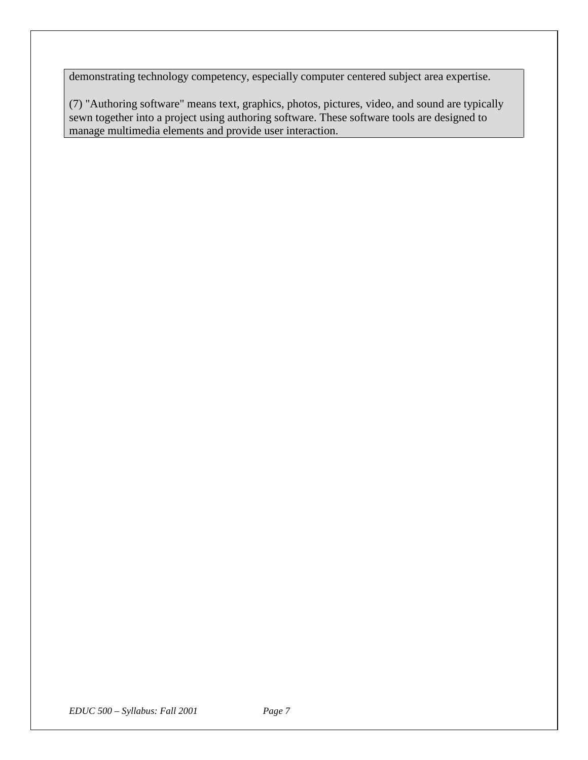demonstrating technology competency, especially computer centered subject area expertise.

(7) "Authoring software" means text, graphics, photos, pictures, video, and sound are typically sewn together into a project using authoring software. These software tools are designed to manage multimedia elements and provide user interaction.